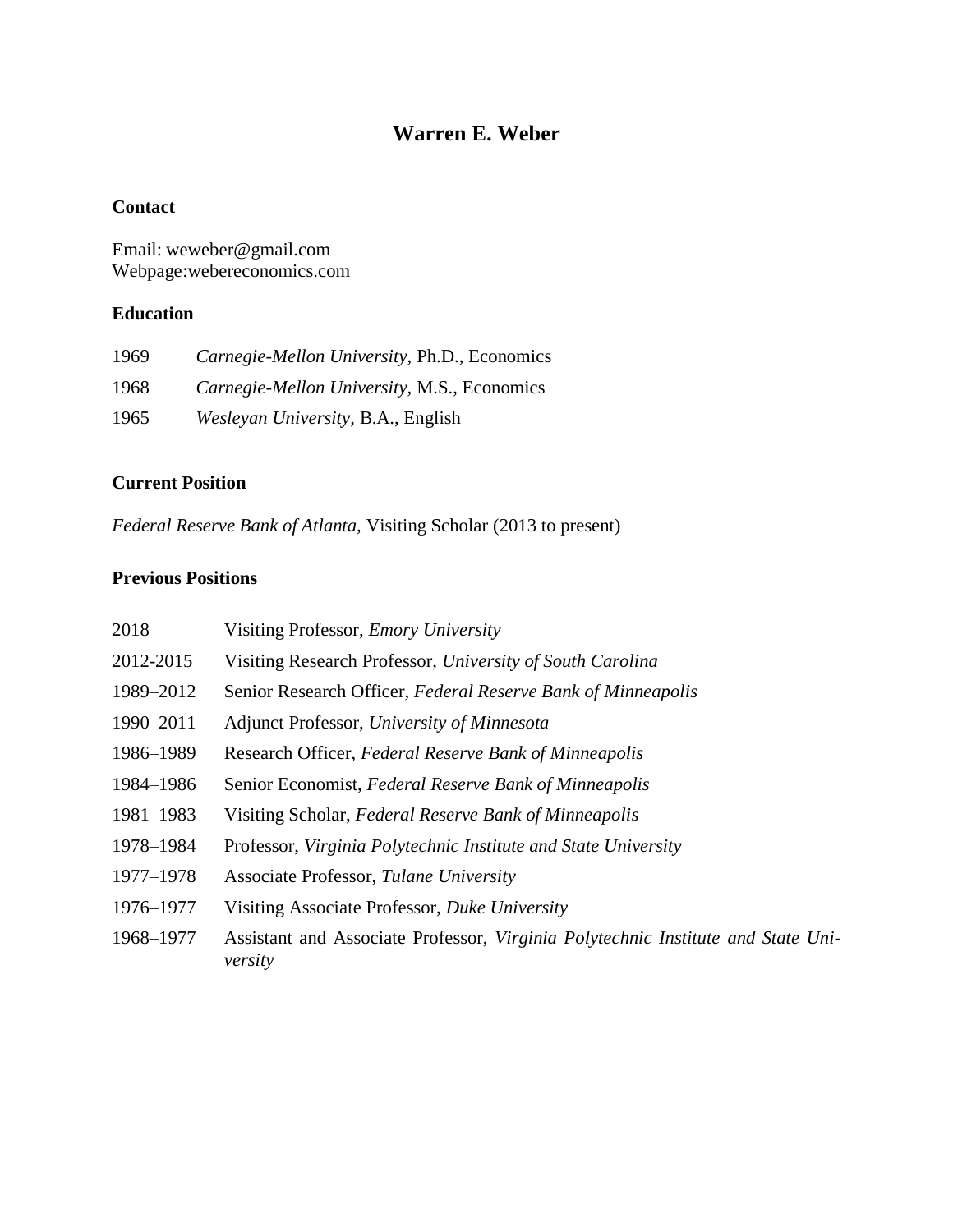# Warren E. Weber

### Contact

Email: weweber@gmail.com
Webpage:webereconomics.com

### Education

| | |
|---|---|
| 1969 | *Carnegie-Mellon University*, Ph.D., Economics |
| 1968 | *Carnegie-Mellon University,* M.S., Economics |
| 1965 | *Wesleyan University*, B.A., English |

### Current Position

*Federal Reserve Bank of Atlanta,* Visiting Scholar (2013 to present)

### Previous Positions

| | |
|---|---|
| 2018 | Visiting Professor, *Emory University* |
| 2012-2015 | Visiting Research Professor, *University of South Carolina* |
| 1989–2012 | Senior Research Officer, *Federal Reserve Bank of Minneapolis* |
| 1990–2011 | Adjunct Professor, *University of Minnesota* |
| 1986–1989 | Research Officer, *Federal Reserve Bank of Minneapolis* |
| 1984–1986 | Senior Economist, *Federal Reserve Bank of Minneapolis* |
| 1981–1983 | Visiting Scholar, *Federal Reserve Bank of Minneapolis* |
| 1978–1984 | Professor, *Virginia Polytechnic Institute and State University* |
| 1977–1978 | Associate Professor, *Tulane University* |
| 1976–1977 | Visiting Associate Professor, *Duke University* |
| 1968–1977 | Assistant and Associate Professor, *Virginia Polytechnic Institute and State University* |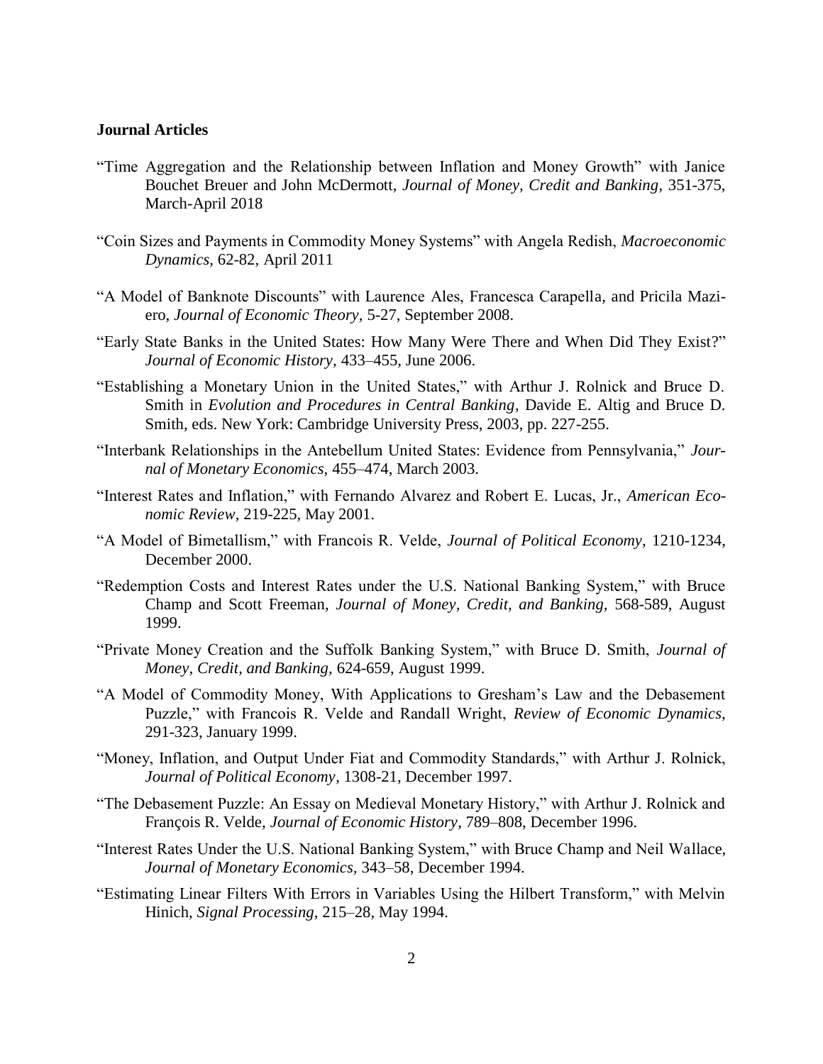**Journal Articles**

"Time Aggregation and the Relationship between Inflation and Money Growth" with Janice Bouchet Breuer and John McDermott, *Journal of Money, Credit and Banking*, 351-375, March-April 2018

"Coin Sizes and Payments in Commodity Money Systems" with Angela Redish, *Macroeconomic Dynamics*, 62-82, April 2011

"A Model of Banknote Discounts" with Laurence Ales, Francesca Carapella, and Pricila Maziero, *Journal of Economic Theory,* 5-27, September 2008.

"Early State Banks in the United States: How Many Were There and When Did They Exist?" *Journal of Economic History,* 433–455, June 2006.

"Establishing a Monetary Union in the United States," with Arthur J. Rolnick and Bruce D. Smith in *Evolution and Procedures in Central Banking,* Davide E. Altig and Bruce D. Smith, eds. New York: Cambridge University Press, 2003, pp. 227-255.

"Interbank Relationships in the Antebellum United States: Evidence from Pennsylvania," *Journal of Monetary Economics,* 455–474, March 2003.

"Interest Rates and Inflation," with Fernando Alvarez and Robert E. Lucas, Jr., *American Economic Review*, 219-225, May 2001.

"A Model of Bimetallism," with Francois R. Velde, *Journal of Political Economy,* 1210-1234, December 2000.

"Redemption Costs and Interest Rates under the U.S. National Banking System," with Bruce Champ and Scott Freeman, *Journal of Money, Credit, and Banking,* 568-589, August 1999.

"Private Money Creation and the Suffolk Banking System," with Bruce D. Smith, *Journal of Money, Credit, and Banking,* 624-659, August 1999.

"A Model of Commodity Money, With Applications to Gresham's Law and the Debasement Puzzle," with Francois R. Velde and Randall Wright, *Review of Economic Dynamics,* 291-323, January 1999.

"Money, Inflation, and Output Under Fiat and Commodity Standards," with Arthur J. Rolnick, *Journal of Political Economy*, 1308-21, December 1997.

"The Debasement Puzzle: An Essay on Medieval Monetary History," with Arthur J. Rolnick and François R. Velde, *Journal of Economic History*, 789–808, December 1996.

"Interest Rates Under the U.S. National Banking System," with Bruce Champ and Neil Wallace, *Journal of Monetary Economics,* 343–58, December 1994.

"Estimating Linear Filters With Errors in Variables Using the Hilbert Transform," with Melvin Hinich, *Signal Processing*, 215–28, May 1994.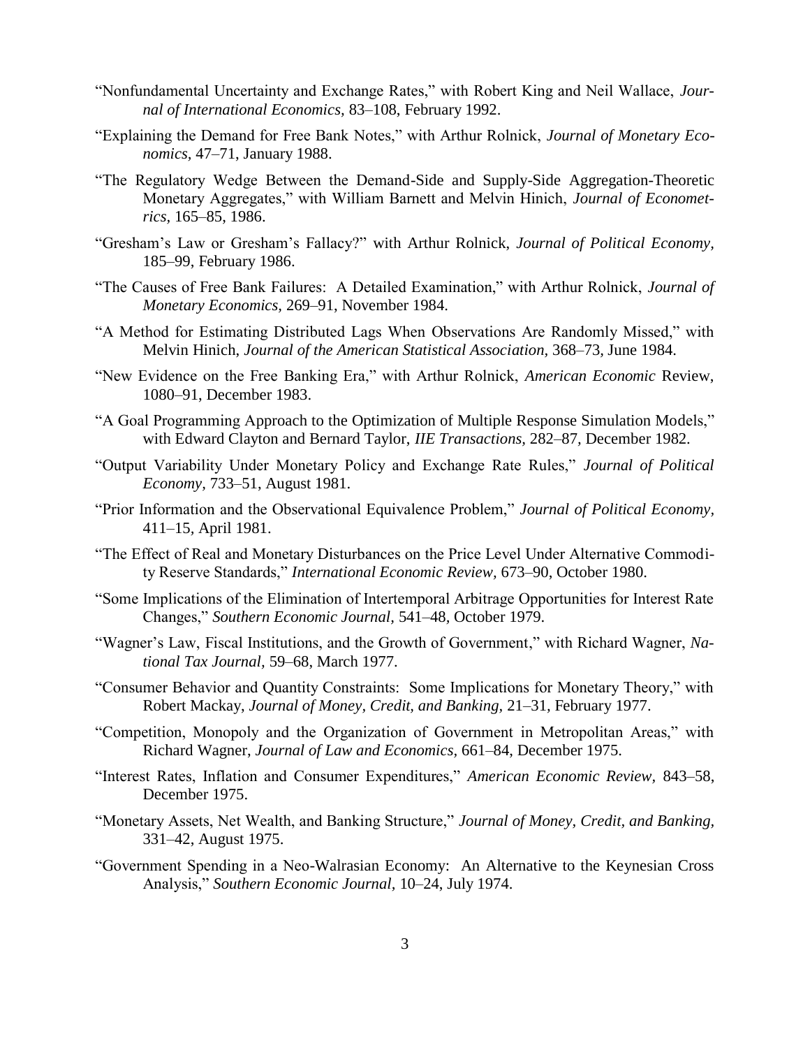"Nonfundamental Uncertainty and Exchange Rates," with Robert King and Neil Wallace, *Journal of International Economics,* 83–108, February 1992.

"Explaining the Demand for Free Bank Notes," with Arthur Rolnick, *Journal of Monetary Economics,* 47–71, January 1988.

"The Regulatory Wedge Between the Demand-Side and Supply-Side Aggregation-Theoretic Monetary Aggregates," with William Barnett and Melvin Hinich, *Journal of Econometrics,* 165–85, 1986.

"Gresham's Law or Gresham's Fallacy?" with Arthur Rolnick, *Journal of Political Economy,* 185–99, February 1986.

"The Causes of Free Bank Failures: A Detailed Examination," with Arthur Rolnick, *Journal of Monetary Economics,* 269–91, November 1984.

"A Method for Estimating Distributed Lags When Observations Are Randomly Missed," with Melvin Hinich, *Journal of the American Statistical Association,* 368–73, June 1984.

"New Evidence on the Free Banking Era," with Arthur Rolnick, *American Economic* Review, 1080–91, December 1983.

"A Goal Programming Approach to the Optimization of Multiple Response Simulation Models," with Edward Clayton and Bernard Taylor, *IIE Transactions,* 282–87, December 1982.

"Output Variability Under Monetary Policy and Exchange Rate Rules," *Journal of Political Economy,* 733–51, August 1981.

"Prior Information and the Observational Equivalence Problem," *Journal of Political Economy,* 411–15, April 1981.

"The Effect of Real and Monetary Disturbances on the Price Level Under Alternative Commodity Reserve Standards," *International Economic Review,* 673–90, October 1980.

"Some Implications of the Elimination of Intertemporal Arbitrage Opportunities for Interest Rate Changes," *Southern Economic Journal,* 541–48, October 1979.

"Wagner's Law, Fiscal Institutions, and the Growth of Government," with Richard Wagner, *National Tax Journal,* 59–68, March 1977.

"Consumer Behavior and Quantity Constraints: Some Implications for Monetary Theory," with Robert Mackay, *Journal of Money, Credit, and Banking,* 21–31, February 1977.

"Competition, Monopoly and the Organization of Government in Metropolitan Areas," with Richard Wagner, *Journal of Law and Economics,* 661–84, December 1975.

"Interest Rates, Inflation and Consumer Expenditures," *American Economic Review,* 843–58, December 1975.

"Monetary Assets, Net Wealth, and Banking Structure," *Journal of Money, Credit, and Banking,* 331–42, August 1975.

"Government Spending in a Neo-Walrasian Economy: An Alternative to the Keynesian Cross Analysis," *Southern Economic Journal,* 10–24, July 1974.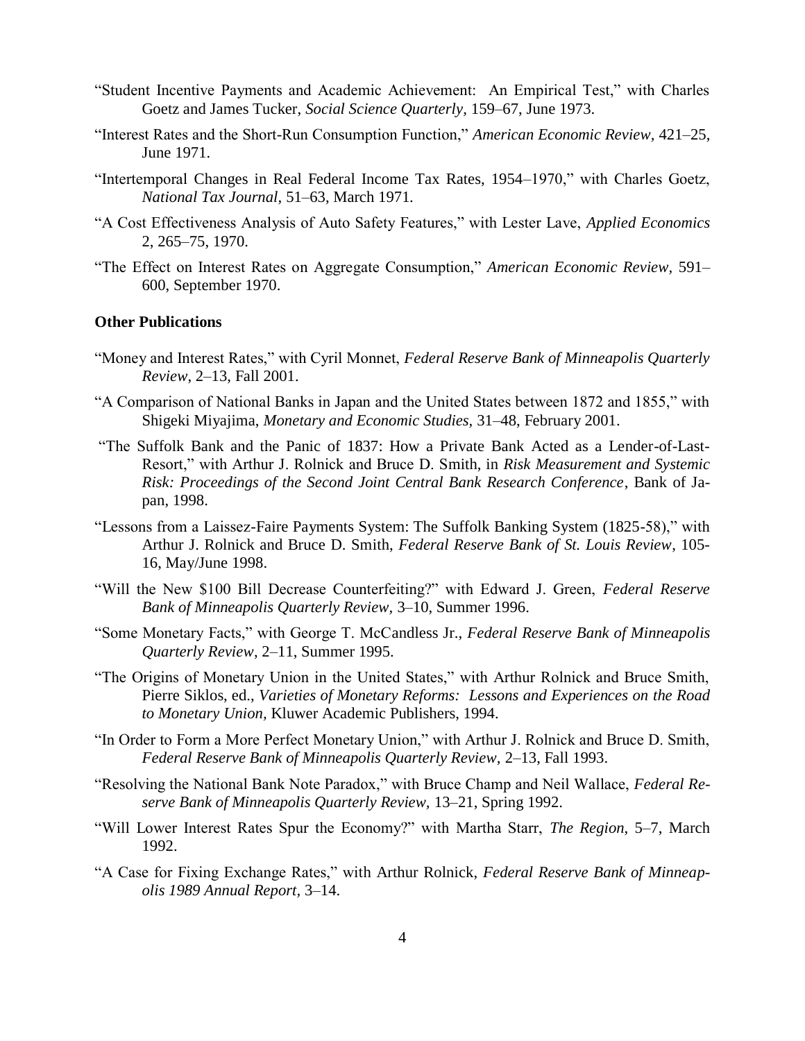"Student Incentive Payments and Academic Achievement: An Empirical Test," with Charles Goetz and James Tucker, *Social Science Quarterly,* 159–67, June 1973.

"Interest Rates and the Short-Run Consumption Function," *American Economic Review,* 421–25, June 1971.

"Intertemporal Changes in Real Federal Income Tax Rates, 1954–1970," with Charles Goetz, *National Tax Journal,* 51–63, March 1971.

"A Cost Effectiveness Analysis of Auto Safety Features," with Lester Lave, *Applied Economics* 2, 265–75, 1970.

"The Effect on Interest Rates on Aggregate Consumption," *American Economic Review,* 591–600, September 1970.

**Other Publications**

"Money and Interest Rates," with Cyril Monnet, *Federal Reserve Bank of Minneapolis Quarterly Review*, 2–13, Fall 2001.

"A Comparison of National Banks in Japan and the United States between 1872 and 1855," with Shigeki Miyajima, *Monetary and Economic Studies*, 31–48, February 2001.

"The Suffolk Bank and the Panic of 1837: How a Private Bank Acted as a Lender-of-Last-Resort," with Arthur J. Rolnick and Bruce D. Smith, in *Risk Measurement and Systemic Risk: Proceedings of the Second Joint Central Bank Research Conference*, Bank of Japan, 1998.

"Lessons from a Laissez-Faire Payments System: The Suffolk Banking System (1825-58)," with Arthur J. Rolnick and Bruce D. Smith, *Federal Reserve Bank of St. Louis Review*, 105-16, May/June 1998.

"Will the New $100 Bill Decrease Counterfeiting?" with Edward J. Green, *Federal Reserve Bank of Minneapolis Quarterly Review,* 3–10, Summer 1996.

"Some Monetary Facts," with George T. McCandless Jr., *Federal Reserve Bank of Minneapolis Quarterly Review*, 2–11, Summer 1995.

"The Origins of Monetary Union in the United States," with Arthur Rolnick and Bruce Smith, Pierre Siklos, ed., *Varieties of Monetary Reforms: Lessons and Experiences on the Road to Monetary Union*, Kluwer Academic Publishers, 1994.

"In Order to Form a More Perfect Monetary Union," with Arthur J. Rolnick and Bruce D. Smith, *Federal Reserve Bank of Minneapolis Quarterly Review,* 2–13, Fall 1993.

"Resolving the National Bank Note Paradox," with Bruce Champ and Neil Wallace, *Federal Reserve Bank of Minneapolis Quarterly Review,* 13–21, Spring 1992.

"Will Lower Interest Rates Spur the Economy?" with Martha Starr, *The Region*, 5–7, March 1992.

"A Case for Fixing Exchange Rates," with Arthur Rolnick, *Federal Reserve Bank of Minneapolis 1989 Annual Report,* 3–14.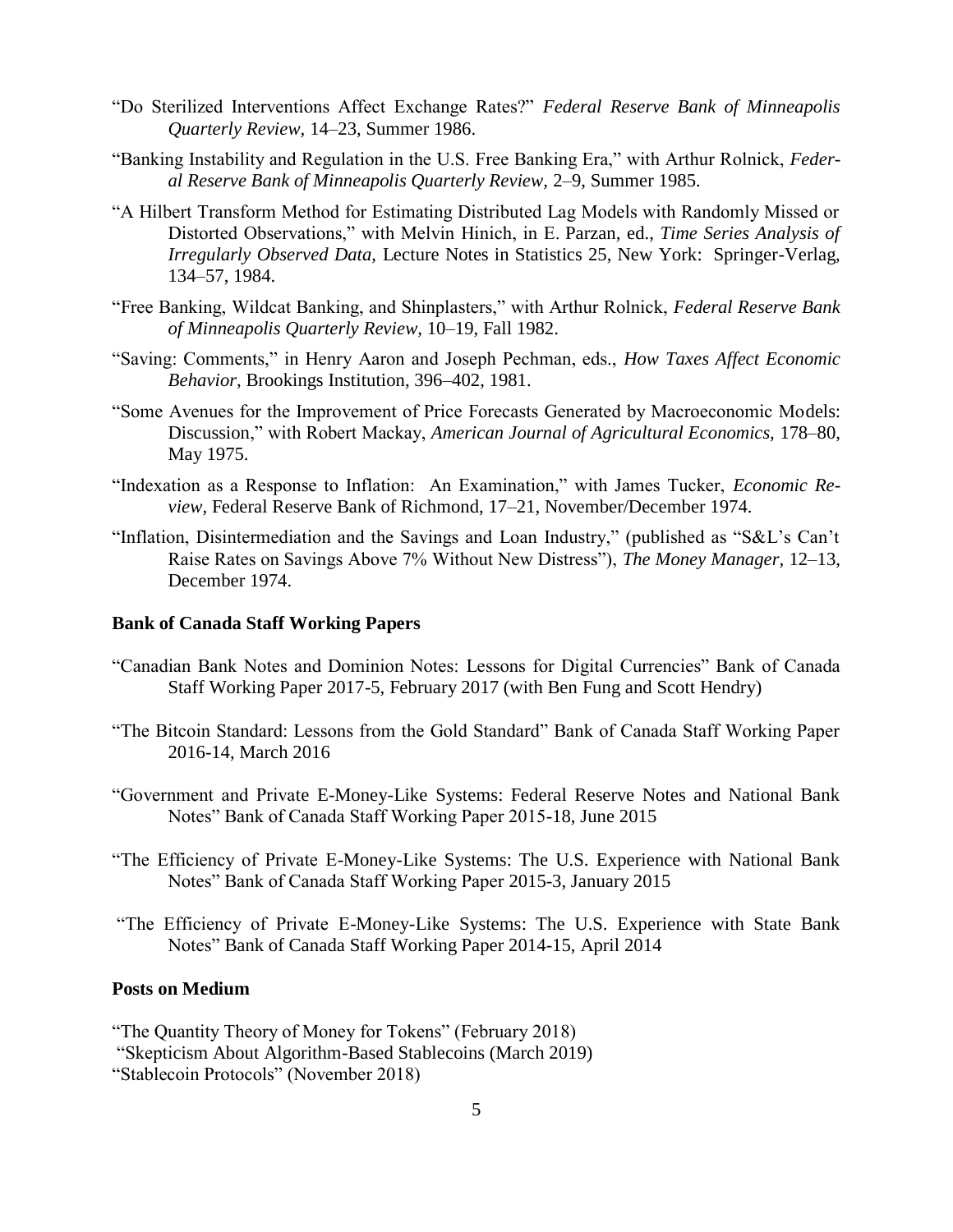"Do Sterilized Interventions Affect Exchange Rates?" *Federal Reserve Bank of Minneapolis Quarterly Review,* 14–23, Summer 1986.

"Banking Instability and Regulation in the U.S. Free Banking Era," with Arthur Rolnick, *Federal Reserve Bank of Minneapolis Quarterly Review,* 2–9, Summer 1985.

"A Hilbert Transform Method for Estimating Distributed Lag Models with Randomly Missed or Distorted Observations," with Melvin Hinich, in E. Parzan, ed., *Time Series Analysis of Irregularly Observed Data,* Lecture Notes in Statistics 25, New York: Springer-Verlag, 134–57, 1984.

"Free Banking, Wildcat Banking, and Shinplasters," with Arthur Rolnick, *Federal Reserve Bank of Minneapolis Quarterly Review,* 10–19, Fall 1982.

"Saving: Comments," in Henry Aaron and Joseph Pechman, eds., *How Taxes Affect Economic Behavior,* Brookings Institution, 396–402, 1981.

"Some Avenues for the Improvement of Price Forecasts Generated by Macroeconomic Models: Discussion," with Robert Mackay, *American Journal of Agricultural Economics,* 178–80, May 1975.

"Indexation as a Response to Inflation: An Examination," with James Tucker, *Economic Review,* Federal Reserve Bank of Richmond, 17–21, November/December 1974.

"Inflation, Disintermediation and the Savings and Loan Industry," (published as "S&L's Can't Raise Rates on Savings Above 7% Without New Distress"), *The Money Manager,* 12–13, December 1974.

### Bank of Canada Staff Working Papers

"Canadian Bank Notes and Dominion Notes: Lessons for Digital Currencies" Bank of Canada Staff Working Paper 2017-5, February 2017 (with Ben Fung and Scott Hendry)

"The Bitcoin Standard: Lessons from the Gold Standard" Bank of Canada Staff Working Paper 2016-14, March 2016

"Government and Private E-Money-Like Systems: Federal Reserve Notes and National Bank Notes" Bank of Canada Staff Working Paper 2015-18, June 2015

"The Efficiency of Private E-Money-Like Systems: The U.S. Experience with National Bank Notes" Bank of Canada Staff Working Paper 2015-3, January 2015

"The Efficiency of Private E-Money-Like Systems: The U.S. Experience with State Bank Notes" Bank of Canada Staff Working Paper 2014-15, April 2014

### Posts on Medium

"The Quantity Theory of Money for Tokens" (February 2018)
"Skepticism About Algorithm-Based Stablecoins (March 2019)
"Stablecoin Protocols" (November 2018)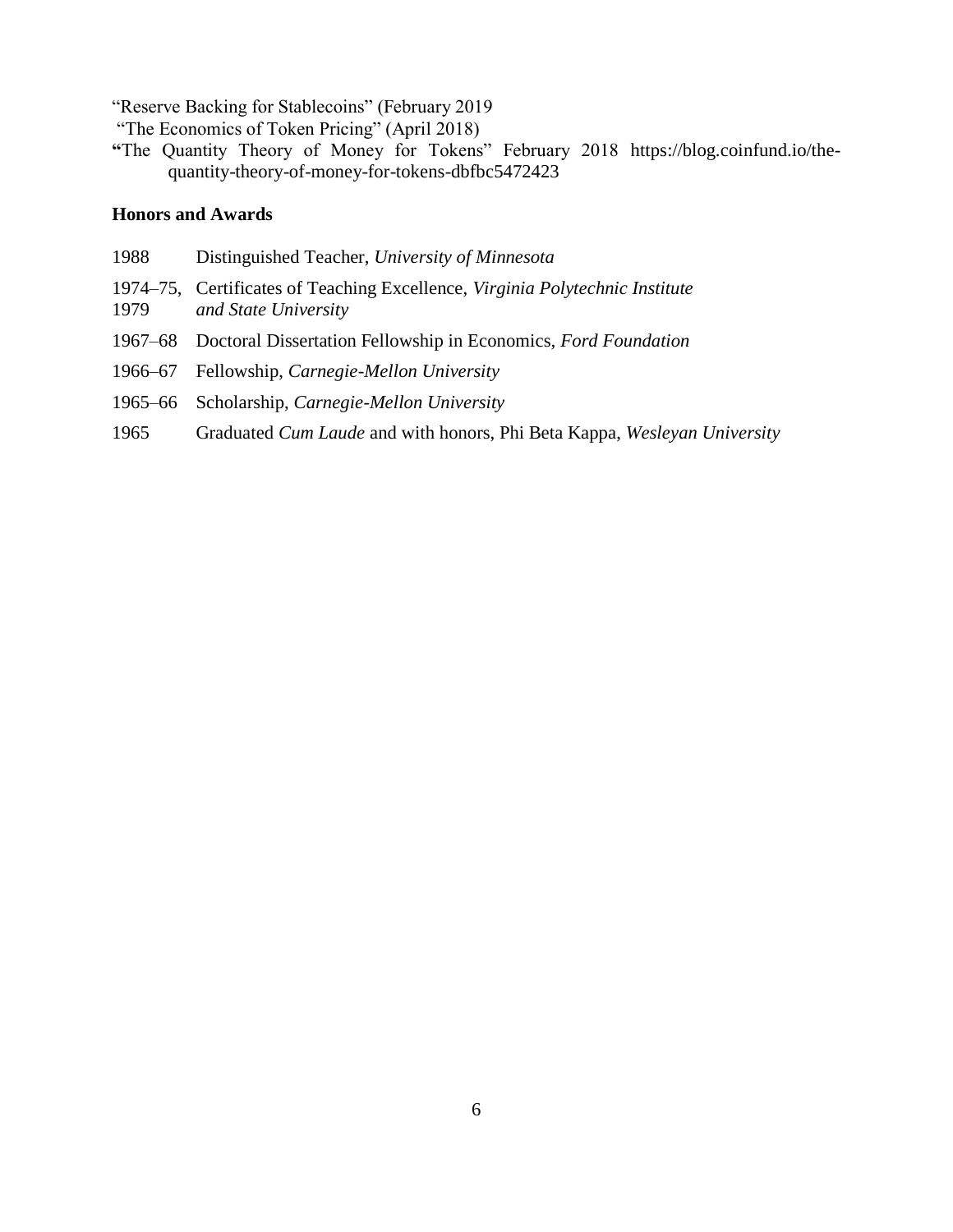"Reserve Backing for Stablecoins" (February 2019

"The Economics of Token Pricing" (April 2018)

"The Quantity Theory of Money for Tokens" February 2018 https://blog.coinfund.io/the-quantity-theory-of-money-for-tokens-dbfbc5472423

## Honors and Awards

| | |
|---|---|
| 1988 | Distinguished Teacher, *University of Minnesota* |
| 1974–75, 1979 | Certificates of Teaching Excellence, *Virginia Polytechnic Institute and State University* |
| 1967–68 | Doctoral Dissertation Fellowship in Economics, *Ford Foundation* |
| 1966–67 | Fellowship, *Carnegie-Mellon University* |
| 1965–66 | Scholarship, *Carnegie-Mellon University* |
| 1965 | Graduated *Cum Laude* and with honors, Phi Beta Kappa, *Wesleyan University* |